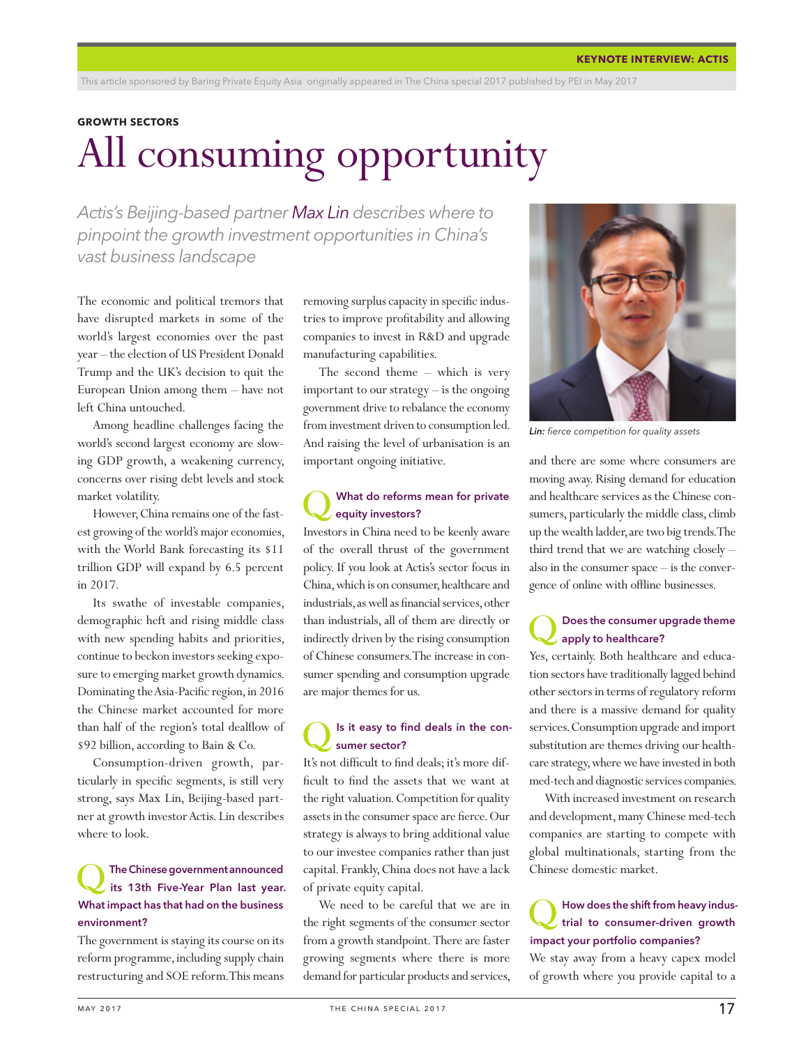KEYNOTE INTERVIEW: ACTIS

This article sponsored by Baring Private Equity Asia originally appeared in The China special 2017 published by PEI in May 2017

**GROWTH SECTORS**

# All consuming opportunity

*Actis's Beijing-based partner Max Lin describes where to pinpoint the growth investment opportunities in China's vast business landscape*

The economic and political tremors that have disrupted markets in some of the world's largest economies over the past year – the election of US President Donald Trump and the UK's decision to quit the European Union among them – have not left China untouched.

Among headline challenges facing the world's second largest economy are slowing GDP growth, a weakening currency, concerns over rising debt levels and stock market volatility.

However, China remains one of the fastest growing of the world's major economies, with the World Bank forecasting its $11 trillion GDP will expand by 6.5 percent in 2017.

Its swathe of investable companies, demographic heft and rising middle class with new spending habits and priorities, continue to beckon investors seeking exposure to emerging market growth dynamics. Dominating the Asia-Pacific region, in 2016 the Chinese market accounted for more than half of the region's total dealflow of $92 billion, according to Bain & Co.

Consumption-driven growth, particularly in specific segments, is still very strong, says Max Lin, Beijing-based partner at growth investor Actis. Lin describes where to look.

### Q The Chinese government announced its 13th Five-Year Plan last year. What impact has that had on the business environment?

The government is staying its course on its reform programme, including supply chain restructuring and SOE reform. This means removing surplus capacity in specific industries to improve profitability and allowing companies to invest in R&D and upgrade manufacturing capabilities.

The second theme – which is very important to our strategy – is the ongoing government drive to rebalance the economy from investment driven to consumption led. And raising the level of urbanisation is an important ongoing initiative.

### Q What do reforms mean for private equity investors?

Investors in China need to be keenly aware of the overall thrust of the government policy. If you look at Actis's sector focus in China, which is on consumer, healthcare and industrials, as well as financial services, other than industrials, all of them are directly or indirectly driven by the rising consumption of Chinese consumers. The increase in consumer spending and consumption upgrade are major themes for us.

### Q Is it easy to find deals in the consumer sector?

It's not difficult to find deals; it's more difficult to find the assets that we want at the right valuation. Competition for quality assets in the consumer space are fierce. Our strategy is always to bring additional value to our investee companies rather than just capital. Frankly, China does not have a lack of private equity capital.

We need to be careful that we are in the right segments of the consumer sector from a growth standpoint. There are faster growing segments where there is more demand for particular products and services, and there are some where consumers are moving away. Rising demand for education and healthcare services as the Chinese consumers, particularly the middle class, climb up the wealth ladder, are two big trends. The third trend that we are watching closely – also in the consumer space – is the convergence of online with offline businesses.

*Lin: fierce competition for quality assets*

### Q Does the consumer upgrade theme apply to healthcare?

Yes, certainly. Both healthcare and education sectors have traditionally lagged behind other sectors in terms of regulatory reform and there is a massive demand for quality services. Consumption upgrade and import substitution are themes driving our healthcare strategy, where we have invested in both med-tech and diagnostic services companies.

With increased investment on research and development, many Chinese med-tech companies are starting to compete with global multinationals, starting from the Chinese domestic market.

### Q How does the shift from heavy industrial to consumer-driven growth impact your portfolio companies?

We stay away from a heavy capex model of growth where you provide capital to a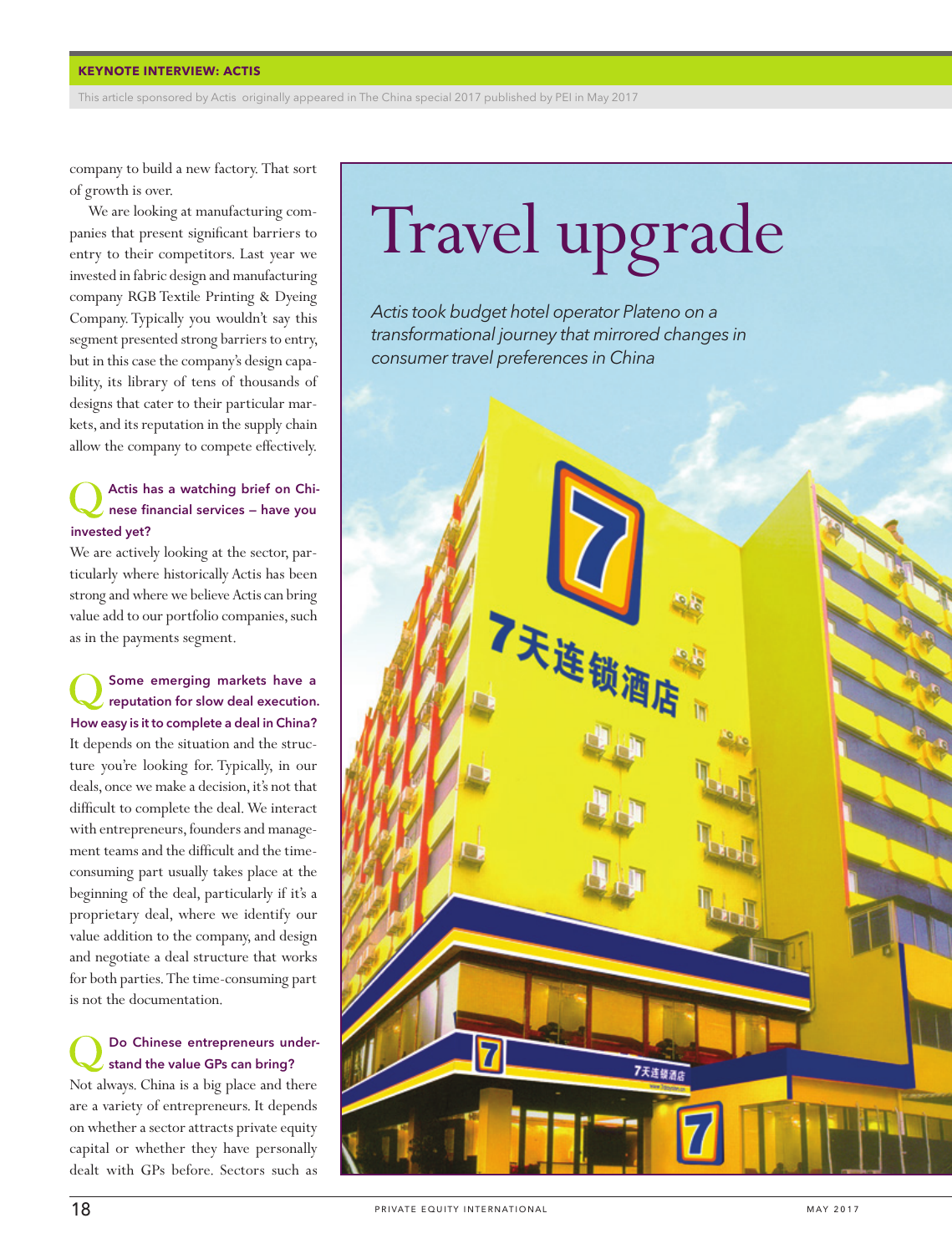company to build a new factory. That sort of growth is over.

We are looking at manufacturing companies that present significant barriers to entry to their competitors. Last year we invested in fabric design and manufacturing company RGB Textile Printing & Dyeing Company. Typically you wouldn't say this segment presented strong barriers to entry, but in this case the company's design capability, its library of tens of thousands of designs that cater to their particular markets, and its reputation in the supply chain allow the company to compete effectively.

**Q Actis has a watching brief on Chinese financial services – have you invested yet?**

We are actively looking at the sector, particularly where historically Actis has been strong and where we believe Actis can bring value add to our portfolio companies, such as in the payments segment.

**Q Some emerging markets have a reputation for slow deal execution. How easy is it to complete a deal in China?**

It depends on the situation and the structure you're looking for. Typically, in our deals, once we make a decision, it's not that difficult to complete the deal. We interact with entrepreneurs, founders and management teams and the difficult and the time-consuming part usually takes place at the beginning of the deal, particularly if it's a proprietary deal, where we identify our value addition to the company, and design and negotiate a deal structure that works for both parties. The time-consuming part is not the documentation.

**Q Do Chinese entrepreneurs understand the value GPs can bring?**

Not always. China is a big place and there are a variety of entrepreneurs. It depends on whether a sector attracts private equity capital or whether they have personally dealt with GPs before. Sectors such as

# Travel upgrade

*Actis took budget hotel operator Plateno on a transformational journey that mirrored changes in consumer travel preferences in China*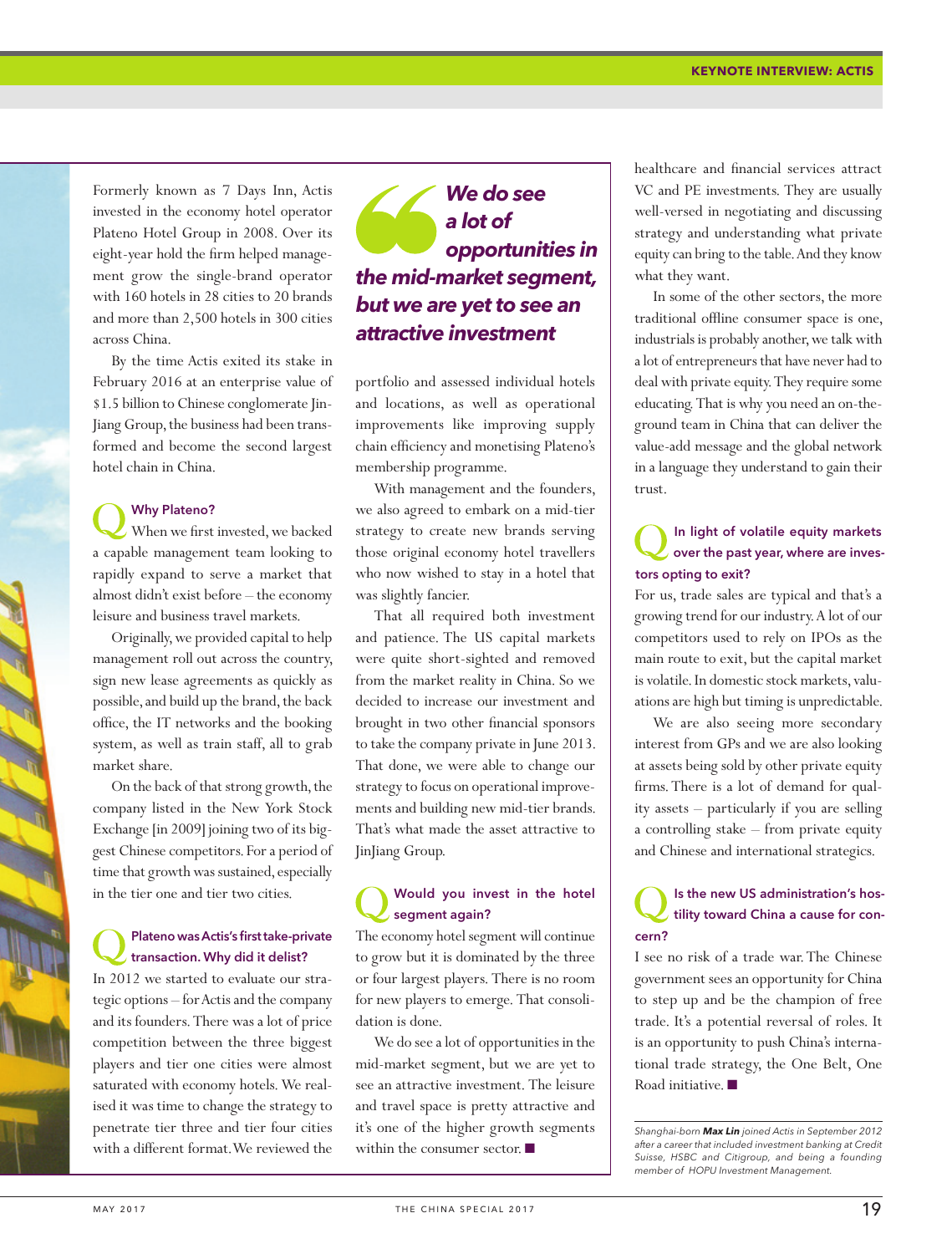Formerly known as 7 Days Inn, Actis invested in the economy hotel operator Plateno Hotel Group in 2008. Over its eight-year hold the firm helped management grow the single-brand operator with 160 hotels in 28 cities to 20 brands and more than 2,500 hotels in 300 cities across China.

By the time Actis exited its stake in February 2016 at an enterprise value of $1.5 billion to Chinese conglomerate JinJiang Group, the business had been transformed and become the second largest hotel chain in China.

### Why Plateno?

When we first invested, we backed a capable management team looking to rapidly expand to serve a market that almost didn't exist before – the economy leisure and business travel markets.

Originally, we provided capital to help management roll out across the country, sign new lease agreements as quickly as possible, and build up the brand, the back office, the IT networks and the booking system, as well as train staff, all to grab market share.

On the back of that strong growth, the company listed in the New York Stock Exchange [in 2009] joining two of its biggest Chinese competitors. For a period of time that growth was sustained, especially in the tier one and tier two cities.

### Plateno was Actis's first take-private transaction. Why did it delist?

In 2012 we started to evaluate our strategic options – for Actis and the company and its founders. There was a lot of price competition between the three biggest players and tier one cities were almost saturated with economy hotels. We realised it was time to change the strategy to penetrate tier three and tier four cities with a different format. We reviewed the portfolio and assessed individual hotels and locations, as well as operational improvements like improving supply chain efficiency and monetising Plateno's membership programme.

> *We do see a lot of opportunities in the mid-market segment, but we are yet to see an attractive investment*

With management and the founders, we also agreed to embark on a mid-tier strategy to create new brands serving those original economy hotel travellers who now wished to stay in a hotel that was slightly fancier.

That all required both investment and patience. The US capital markets were quite short-sighted and removed from the market reality in China. So we decided to increase our investment and brought in two other financial sponsors to take the company private in June 2013. That done, we were able to change our strategy to focus on operational improvements and building new mid-tier brands. That's what made the asset attractive to JinJiang Group.

### Would you invest in the hotel segment again?

The economy hotel segment will continue to grow but it is dominated by the three or four largest players. There is no room for new players to emerge. That consolidation is done.

We do see a lot of opportunities in the mid-market segment, but we are yet to see an attractive investment. The leisure and travel space is pretty attractive and it's one of the higher growth segments within the consumer sector. ■

healthcare and financial services attract VC and PE investments. They are usually well-versed in negotiating and discussing strategy and understanding what private equity can bring to the table. And they know what they want.

In some of the other sectors, the more traditional offline consumer space is one, industrials is probably another, we talk with a lot of entrepreneurs that have never had to deal with private equity. They require some educating. That is why you need an on-the-ground team in China that can deliver the value-add message and the global network in a language they understand to gain their trust.

### In light of volatile equity markets over the past year, where are investors opting to exit?

For us, trade sales are typical and that's a growing trend for our industry. A lot of our competitors used to rely on IPOs as the main route to exit, but the capital market is volatile. In domestic stock markets, valuations are high but timing is unpredictable.

We are also seeing more secondary interest from GPs and we are also looking at assets being sold by other private equity firms. There is a lot of demand for quality assets – particularly if you are selling a controlling stake – from private equity and Chinese and international strategics.

### Is the new US administration's hostility toward China a cause for concern?

I see no risk of a trade war. The Chinese government sees an opportunity for China to step up and be the champion of free trade. It's a potential reversal of roles. It is an opportunity to push China's international trade strategy, the One Belt, One Road initiative. ■

*Shanghai-born **Max Lin** joined Actis in September 2012 after a career that included investment banking at Credit Suisse, HSBC and Citigroup, and being a founding member of HOPU Investment Management.*